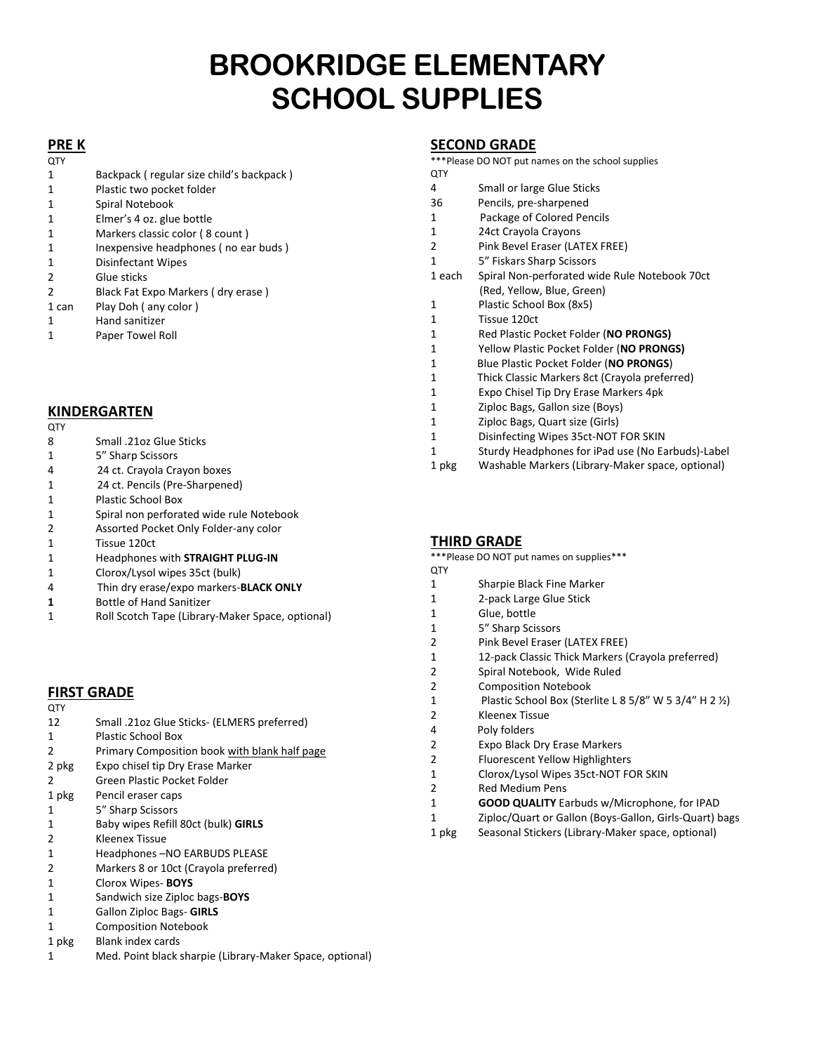# BROOKRIDGE ELEMENTARY SCHOOL SUPPLIES

## PRE K

| QTY | |
|---|---|
| 1 | Backpack ( regular size child's backpack ) |
| 1 | Plastic two pocket folder |
| 1 | Spiral Notebook |
| 1 | Elmer's 4 oz. glue bottle |
| 1 | Markers classic color ( 8 count ) |
| 1 | Inexpensive headphones ( no ear buds ) |
| 1 | Disinfectant Wipes |
| 2 | Glue sticks |
| 2 | Black Fat Expo Markers ( dry erase ) |
| 1 can | Play Doh ( any color ) |
| 1 | Hand sanitizer |
| 1 | Paper Towel Roll |

## KINDERGARTEN

| QTY | |
|---|---|
| 8 | Small .21oz Glue Sticks |
| 1 | 5" Sharp Scissors |
| 4 | 24 ct. Crayola Crayon boxes |
| 1 | 24 ct. Pencils (Pre-Sharpened) |
| 1 | Plastic School Box |
| 1 | Spiral non perforated wide rule Notebook |
| 2 | Assorted Pocket Only Folder-any color |
| 1 | Tissue 120ct |
| 1 | Headphones with **STRAIGHT PLUG-IN** |
| 1 | Clorox/Lysol wipes 35ct (bulk) |
| 4 | Thin dry erase/expo markers-**BLACK ONLY** |
| **1** | Bottle of Hand Sanitizer |
| 1 | Roll Scotch Tape (Library-Maker Space, optional) |

## FIRST GRADE

| QTY | |
|---|---|
| 12 | Small .21oz Glue Sticks- (ELMERS preferred) |
| 1 | Plastic School Box |
| 2 | Primary Composition book <u>with blank half page</u> |
| 2 pkg | Expo chisel tip Dry Erase Marker |
| 2 | Green Plastic Pocket Folder |
| 1 pkg | Pencil eraser caps |
| 1 | 5" Sharp Scissors |
| 1 | Baby wipes Refill 80ct (bulk) **GIRLS** |
| 2 | Kleenex Tissue |
| 1 | Headphones –NO EARBUDS PLEASE |
| 2 | Markers 8 or 10ct (Crayola preferred) |
| 1 | Clorox Wipes- **BOYS** |
| 1 | Sandwich size Ziploc bags-**BOYS** |
| 1 | Gallon Ziploc Bags- **GIRLS** |
| 1 | Composition Notebook |
| 1 pkg | Blank index cards |
| 1 | Med. Point black sharpie (Library-Maker Space, optional) |

## SECOND GRADE

***Please DO NOT put names on the school supplies

| QTY | |
|---|---|
| 4 | Small or large Glue Sticks |
| 36 | Pencils, pre-sharpened |
| 1 | Package of Colored Pencils |
| 1 | 24ct Crayola Crayons |
| 2 | Pink Bevel Eraser (LATEX FREE) |
| 1 | 5" Fiskars Sharp Scissors |
| 1 each | Spiral Non-perforated wide Rule Notebook 70ct (Red, Yellow, Blue, Green) |
| 1 | Plastic School Box (8x5) |
| 1 | Tissue 120ct |
| 1 | Red Plastic Pocket Folder (**NO PRONGS)** |
| 1 | Yellow Plastic Pocket Folder (**NO PRONGS)** |
| 1 | Blue Plastic Pocket Folder (**NO PRONGS**) |
| 1 | Thick Classic Markers 8ct (Crayola preferred) |
| 1 | Expo Chisel Tip Dry Erase Markers 4pk |
| 1 | Ziploc Bags, Gallon size (Boys) |
| 1 | Ziploc Bags, Quart size (Girls) |
| 1 | Disinfecting Wipes 35ct-NOT FOR SKIN |
| 1 | Sturdy Headphones for iPad use (No Earbuds)-Label |
| 1 pkg | Washable Markers (Library-Maker space, optional) |

## THIRD GRADE

***Please DO NOT put names on supplies***

| QTY | |
|---|---|
| 1 | Sharpie Black Fine Marker |
| 1 | 2-pack Large Glue Stick |
| 1 | Glue, bottle |
| 1 | 5" Sharp Scissors |
| 2 | Pink Bevel Eraser (LATEX FREE) |
| 1 | 12-pack Classic Thick Markers (Crayola preferred) |
| 2 | Spiral Notebook, Wide Ruled |
| 2 | Composition Notebook |
| 1 | Plastic School Box (Sterlite L 8 5/8" W 5 3/4" H 2 ½) |
| 2 | Kleenex Tissue |
| 4 | Poly folders |
| 2 | Expo Black Dry Erase Markers |
| 2 | Fluorescent Yellow Highlighters |
| 1 | Clorox/Lysol Wipes 35ct-NOT FOR SKIN |
| 2 | Red Medium Pens |
| 1 | **GOOD QUALITY** Earbuds w/Microphone, for IPAD |
| 1 | Ziploc/Quart or Gallon (Boys-Gallon, Girls-Quart) bags |
| 1 pkg | Seasonal Stickers (Library-Maker space, optional) |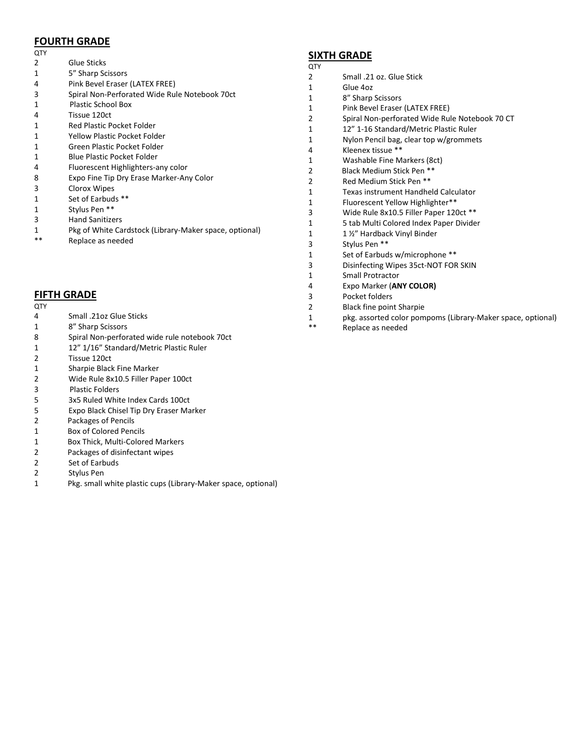## FOURTH GRADE

| QTY | |
|---|---|
| 2 | Glue Sticks |
| 1 | 5" Sharp Scissors |
| 4 | Pink Bevel Eraser (LATEX FREE) |
| 3 | Spiral Non-Perforated Wide Rule Notebook 70ct |
| 1 | Plastic School Box |
| 4 | Tissue 120ct |
| 1 | Red Plastic Pocket Folder |
| 1 | Yellow Plastic Pocket Folder |
| 1 | Green Plastic Pocket Folder |
| 1 | Blue Plastic Pocket Folder |
| 4 | Fluorescent Highlighters-any color |
| 8 | Expo Fine Tip Dry Erase Marker-Any Color |
| 3 | Clorox Wipes |
| 1 | Set of Earbuds ** |
| 1 | Stylus Pen ** |
| 3 | Hand Sanitizers |
| 1 | Pkg of White Cardstock (Library-Maker space, optional) |
| ** | Replace as needed |

## FIFTH GRADE

| QTY | |
|---|---|
| 4 | Small .21oz Glue Sticks |
| 1 | 8" Sharp Scissors |
| 8 | Spiral Non-perforated wide rule notebook 70ct |
| 1 | 12" 1/16" Standard/Metric Plastic Ruler |
| 2 | Tissue 120ct |
| 1 | Sharpie Black Fine Marker |
| 2 | Wide Rule 8x10.5 Filler Paper 100ct |
| 3 | Plastic Folders |
| 5 | 3x5 Ruled White Index Cards 100ct |
| 5 | Expo Black Chisel Tip Dry Eraser Marker |
| 2 | Packages of Pencils |
| 1 | Box of Colored Pencils |
| 1 | Box Thick, Multi-Colored Markers |
| 2 | Packages of disinfectant wipes |
| 2 | Set of Earbuds |
| 2 | Stylus Pen |
| 1 | Pkg. small white plastic cups (Library-Maker space, optional) |

## SIXTH GRADE

| QTY | |
|---|---|
| 2 | Small .21 oz. Glue Stick |
| 1 | Glue 4oz |
| 1 | 8" Sharp Scissors |
| 1 | Pink Bevel Eraser (LATEX FREE) |
| 2 | Spiral Non-perforated Wide Rule Notebook 70 CT |
| 1 | 12" 1-16 Standard/Metric Plastic Ruler |
| 1 | Nylon Pencil bag, clear top w/grommets |
| 4 | Kleenex tissue ** |
| 1 | Washable Fine Markers (8ct) |
| 2 | Black Medium Stick Pen ** |
| 2 | Red Medium Stick Pen ** |
| 1 | Texas instrument Handheld Calculator |
| 1 | Fluorescent Yellow Highlighter** |
| 3 | Wide Rule 8x10.5 Filler Paper 120ct ** |
| 1 | 5 tab Multi Colored Index Paper Divider |
| 1 | 1 ½" Hardback Vinyl Binder |
| 3 | Stylus Pen ** |
| 1 | Set of Earbuds w/microphone ** |
| 3 | Disinfecting Wipes 35ct-NOT FOR SKIN |
| 1 | Small Protractor |
| 4 | Expo Marker (**ANY COLOR)** |
| 3 | Pocket folders |
| 2 | Black fine point Sharpie |
| 1 | pkg. assorted color pompoms (Library-Maker space, optional) |
| ** | Replace as needed |